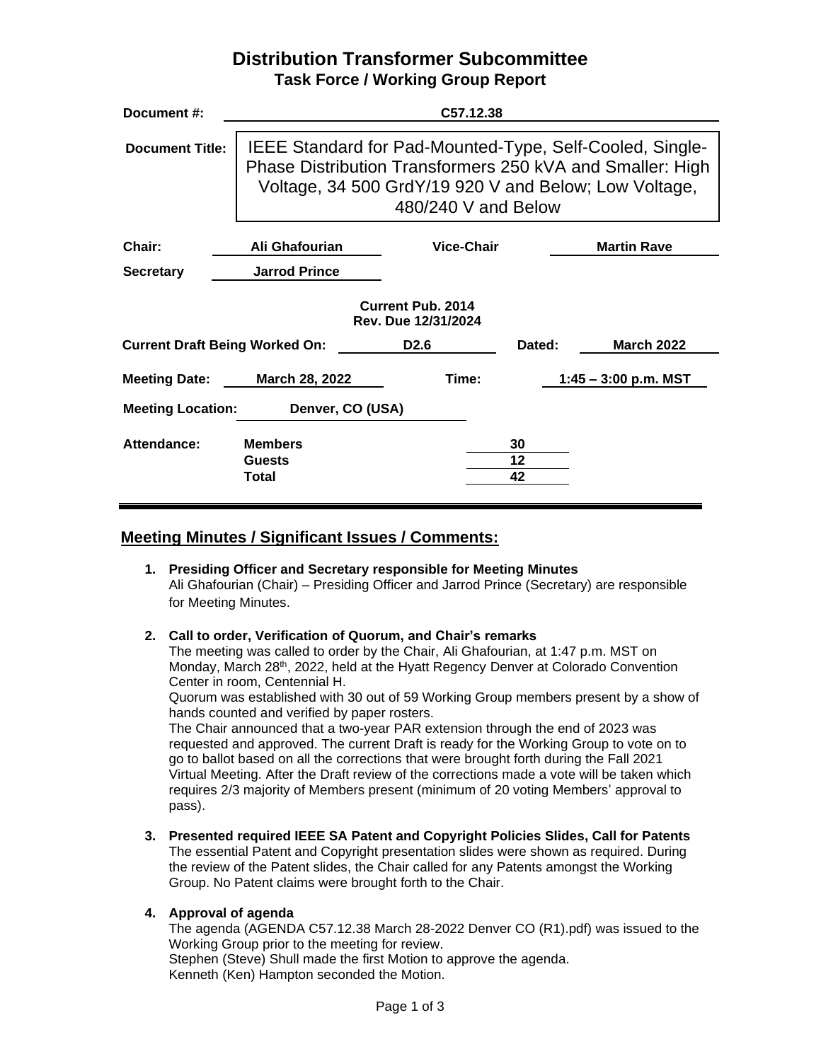# Distribution Transformer Subcommittee

## Task Force / Working Group Report

| | |
|---|---|
| **Document #:** | **C57.12.38** |
| **Document Title:** | IEEE Standard for Pad-Mounted-Type, Self-Cooled, Single-Phase Distribution Transformers 250 kVA and Smaller: High Voltage, 34 500 GrdY/19 920 V and Below; Low Voltage, 480/240 V and Below |

| | | | |
|---|---|---|---|
| **Chair:** | **Ali Ghafourian** | **Vice-Chair** | **Martin Rave** |
| **Secretary** | **Jarrod Prince** | | |

**Current Pub. 2014**
**Rev. Due 12/31/2024**

| | | | |
|---|---|---|---|
| **Current Draft Being Worked On:** | **D2.6** | **Dated:** | **March 2022** |
| **Meeting Date:** | **March 28, 2022** | **Time:** | **1:45 – 3:00 p.m. MST** |
| **Meeting Location:** | **Denver, CO (USA)** | | |

| **Attendance:** | | |
|---|---|---|
| | **Members** | **30** |
| | **Guests** | **12** |
| | **Total** | **42** |

## Meeting Minutes / Significant Issues / Comments:

1. **Presiding Officer and Secretary responsible for Meeting Minutes**
   Ali Ghafourian (Chair) – Presiding Officer and Jarrod Prince (Secretary) are responsible for Meeting Minutes.

2. **Call to order, Verification of Quorum, and Chair's remarks**
   The meeting was called to order by the Chair, Ali Ghafourian, at 1:47 p.m. MST on Monday, March 28th, 2022, held at the Hyatt Regency Denver at Colorado Convention Center in room, Centennial H.
   Quorum was established with 30 out of 59 Working Group members present by a show of hands counted and verified by paper rosters.
   The Chair announced that a two-year PAR extension through the end of 2023 was requested and approved. The current Draft is ready for the Working Group to vote on to go to ballot based on all the corrections that were brought forth during the Fall 2021 Virtual Meeting. After the Draft review of the corrections made a vote will be taken which requires 2/3 majority of Members present (minimum of 20 voting Members' approval to pass).

3. **Presented required IEEE SA Patent and Copyright Policies Slides, Call for Patents**
   The essential Patent and Copyright presentation slides were shown as required. During the review of the Patent slides, the Chair called for any Patents amongst the Working Group. No Patent claims were brought forth to the Chair.

4. **Approval of agenda**
   The agenda (AGENDA C57.12.38 March 28-2022 Denver CO (R1).pdf) was issued to the Working Group prior to the meeting for review.
   Stephen (Steve) Shull made the first Motion to approve the agenda.
   Kenneth (Ken) Hampton seconded the Motion.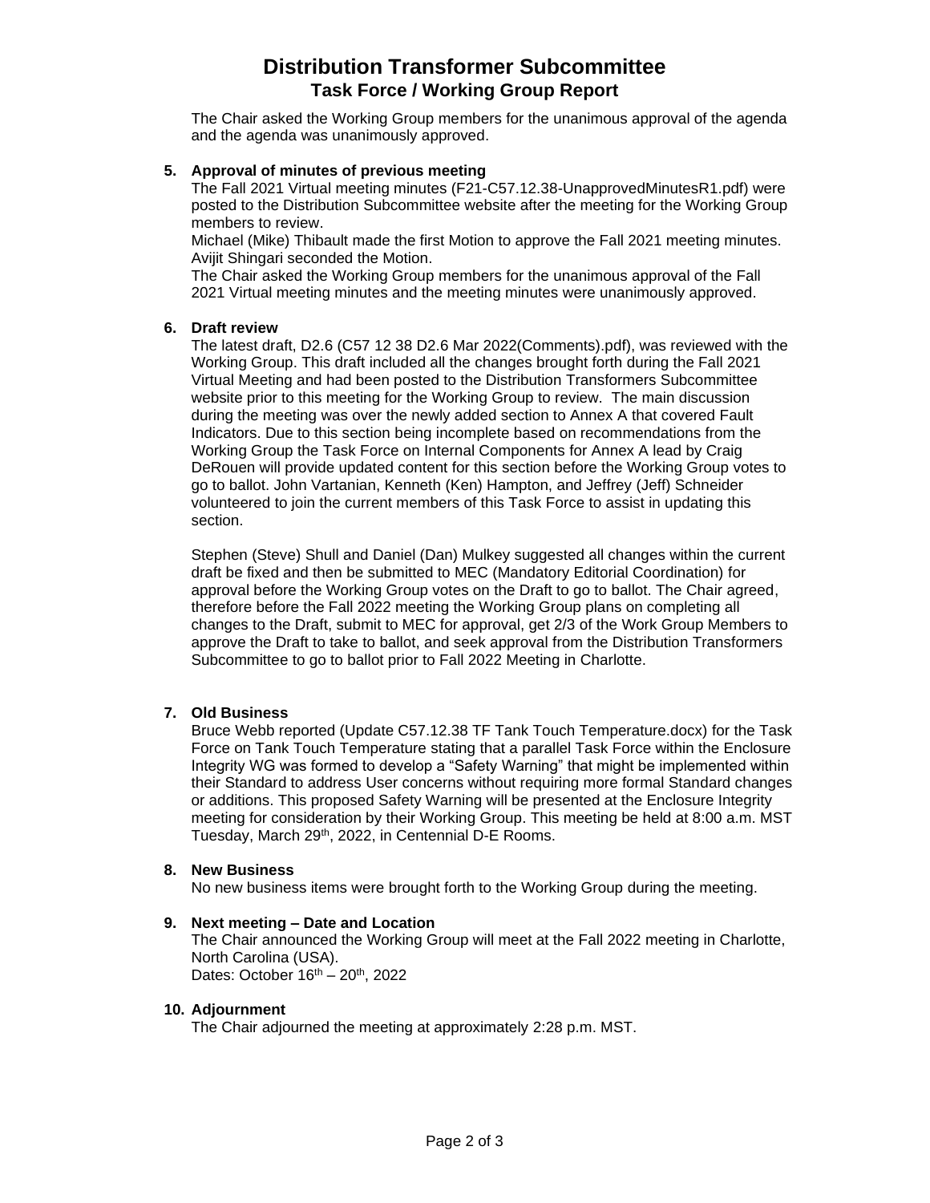# Distribution Transformer Subcommittee
## Task Force / Working Group Report

The Chair asked the Working Group members for the unanimous approval of the agenda and the agenda was unanimously approved.

**5. Approval of minutes of previous meeting**

The Fall 2021 Virtual meeting minutes (F21-C57.12.38-UnapprovedMinutesR1.pdf) were posted to the Distribution Subcommittee website after the meeting for the Working Group members to review.

Michael (Mike) Thibault made the first Motion to approve the Fall 2021 meeting minutes. Avijit Shingari seconded the Motion.

The Chair asked the Working Group members for the unanimous approval of the Fall 2021 Virtual meeting minutes and the meeting minutes were unanimously approved.

**6. Draft review**

The latest draft, D2.6 (C57 12 38 D2.6 Mar 2022(Comments).pdf), was reviewed with the Working Group. This draft included all the changes brought forth during the Fall 2021 Virtual Meeting and had been posted to the Distribution Transformers Subcommittee website prior to this meeting for the Working Group to review. The main discussion during the meeting was over the newly added section to Annex A that covered Fault Indicators. Due to this section being incomplete based on recommendations from the Working Group the Task Force on Internal Components for Annex A lead by Craig DeRouen will provide updated content for this section before the Working Group votes to go to ballot. John Vartanian, Kenneth (Ken) Hampton, and Jeffrey (Jeff) Schneider volunteered to join the current members of this Task Force to assist in updating this section.

Stephen (Steve) Shull and Daniel (Dan) Mulkey suggested all changes within the current draft be fixed and then be submitted to MEC (Mandatory Editorial Coordination) for approval before the Working Group votes on the Draft to go to ballot. The Chair agreed, therefore before the Fall 2022 meeting the Working Group plans on completing all changes to the Draft, submit to MEC for approval, get 2/3 of the Work Group Members to approve the Draft to take to ballot, and seek approval from the Distribution Transformers Subcommittee to go to ballot prior to Fall 2022 Meeting in Charlotte.

**7. Old Business**

Bruce Webb reported (Update C57.12.38 TF Tank Touch Temperature.docx) for the Task Force on Tank Touch Temperature stating that a parallel Task Force within the Enclosure Integrity WG was formed to develop a "Safety Warning" that might be implemented within their Standard to address User concerns without requiring more formal Standard changes or additions. This proposed Safety Warning will be presented at the Enclosure Integrity meeting for consideration by their Working Group. This meeting be held at 8:00 a.m. MST Tuesday, March 29th, 2022, in Centennial D-E Rooms.

**8. New Business**

No new business items were brought forth to the Working Group during the meeting.

**9. Next meeting – Date and Location**

The Chair announced the Working Group will meet at the Fall 2022 meeting in Charlotte, North Carolina (USA).
Dates: October 16th – 20th, 2022

**10. Adjournment**

The Chair adjourned the meeting at approximately 2:28 p.m. MST.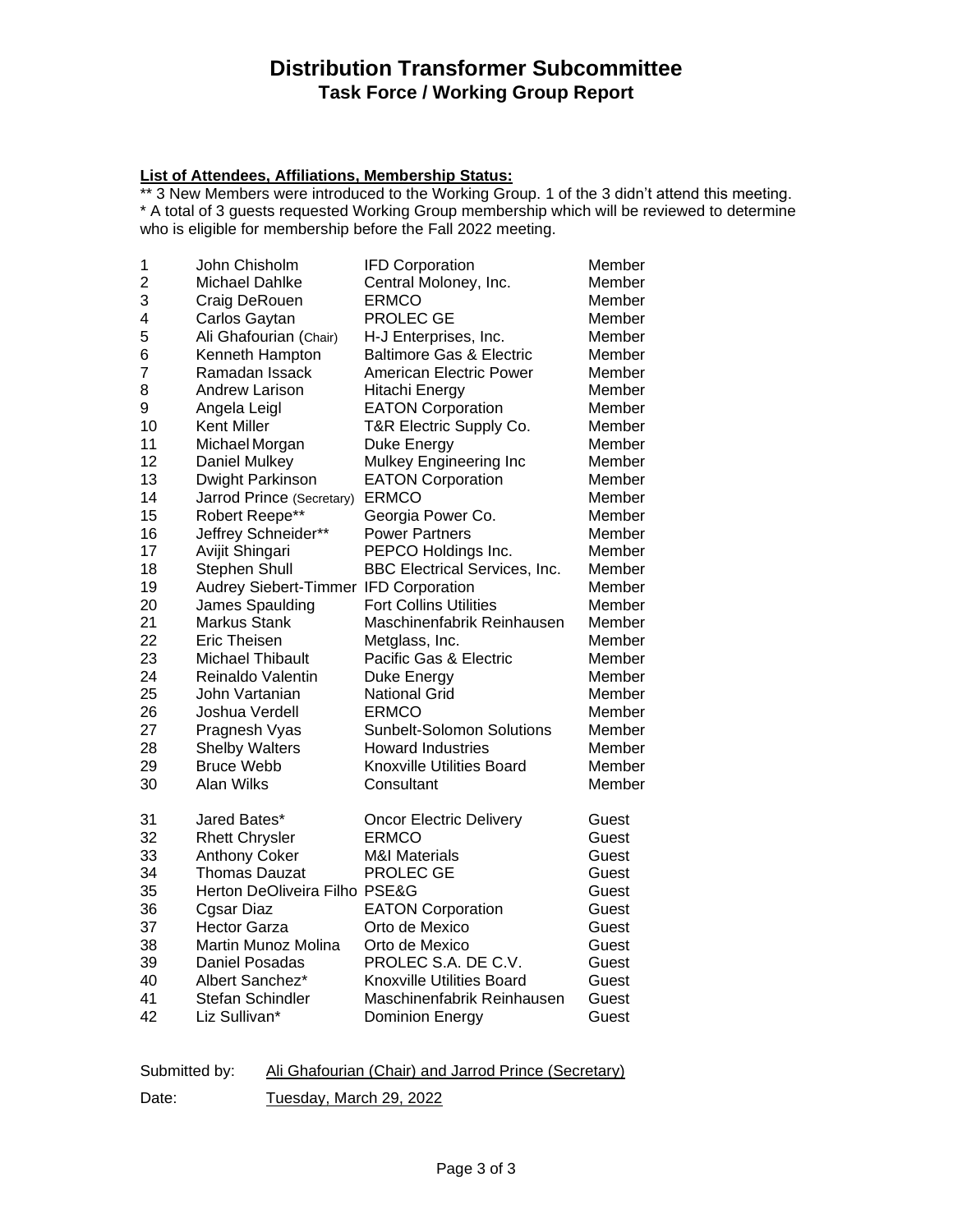# Distribution Transformer Subcommittee

## Task Force / Working Group Report

**List of Attendees, Affiliations, Membership Status:**

** 3 New Members were introduced to the Working Group. 1 of the 3 didn't attend this meeting.
* A total of 3 guests requested Working Group membership which will be reviewed to determine who is eligible for membership before the Fall 2022 meeting.

| | | | |
|---|---|---|---|
| 1 | John Chisholm | IFD Corporation | Member |
| 2 | Michael Dahlke | Central Moloney, Inc. | Member |
| 3 | Craig DeRouen | ERMCO | Member |
| 4 | Carlos Gaytan | PROLEC GE | Member |
| 5 | Ali Ghafourian (Chair) | H-J Enterprises, Inc. | Member |
| 6 | Kenneth Hampton | Baltimore Gas & Electric | Member |
| 7 | Ramadan Issack | American Electric Power | Member |
| 8 | Andrew Larison | Hitachi Energy | Member |
| 9 | Angela Leigl | EATON Corporation | Member |
| 10 | Kent Miller | T&R Electric Supply Co. | Member |
| 11 | Michael Morgan | Duke Energy | Member |
| 12 | Daniel Mulkey | Mulkey Engineering Inc | Member |
| 13 | Dwight Parkinson | EATON Corporation | Member |
| 14 | Jarrod Prince (Secretary) | ERMCO | Member |
| 15 | Robert Reepe** | Georgia Power Co. | Member |
| 16 | Jeffrey Schneider** | Power Partners | Member |
| 17 | Avijit Shingari | PEPCO Holdings Inc. | Member |
| 18 | Stephen Shull | BBC Electrical Services, Inc. | Member |
| 19 | Audrey Siebert-Timmer | IFD Corporation | Member |
| 20 | James Spaulding | Fort Collins Utilities | Member |
| 21 | Markus Stank | Maschinenfabrik Reinhausen | Member |
| 22 | Eric Theisen | Metglass, Inc. | Member |
| 23 | Michael Thibault | Pacific Gas & Electric | Member |
| 24 | Reinaldo Valentin | Duke Energy | Member |
| 25 | John Vartanian | National Grid | Member |
| 26 | Joshua Verdell | ERMCO | Member |
| 27 | Pragnesh Vyas | Sunbelt-Solomon Solutions | Member |
| 28 | Shelby Walters | Howard Industries | Member |
| 29 | Bruce Webb | Knoxville Utilities Board | Member |
| 30 | Alan Wilks | Consultant | Member |
| 31 | Jared Bates* | Oncor Electric Delivery | Guest |
| 32 | Rhett Chrysler | ERMCO | Guest |
| 33 | Anthony Coker | M&I Materials | Guest |
| 34 | Thomas Dauzat | PROLEC GE | Guest |
| 35 | Herton DeOliveira Filho | PSE&G | Guest |
| 36 | Cgsar Diaz | EATON Corporation | Guest |
| 37 | Hector Garza | Orto de Mexico | Guest |
| 38 | Martin Munoz Molina | Orto de Mexico | Guest |
| 39 | Daniel Posadas | PROLEC S.A. DE C.V. | Guest |
| 40 | Albert Sanchez* | Knoxville Utilities Board | Guest |
| 41 | Stefan Schindler | Maschinenfabrik Reinhausen | Guest |
| 42 | Liz Sullivan* | Dominion Energy | Guest |

Submitted by: Ali Ghafourian (Chair) and Jarrod Prince (Secretary)

Date: Tuesday, March 29, 2022